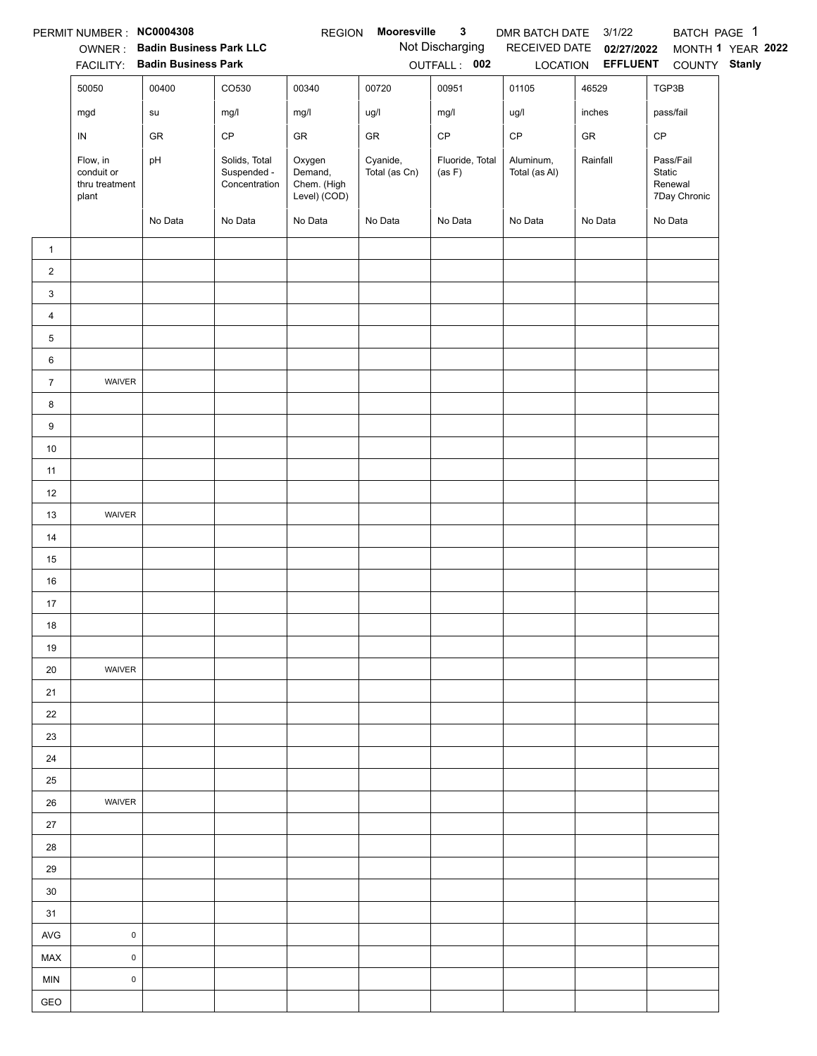PERMIT NUMBER : **NC0004308** REGION **Mooresville 3** DMR BATCH DATE 3/1/22 BATCH PAGE 1

OWNER : **Badin Business Park LLC** Not Discharging RECEIVED DATE **02/27/2022** MONTH **1** YEAR **2022**

FACILITY: **Badin Business Park** OUTFALL : **002** LOCATION **EFFLUENT** COUNTY **Stanly**

| | 50050 | 00400 | CO530 | 00340 | 00720 | 00951 | 01105 | 46529 | TGP3B |
|---|---|---|---|---|---|---|---|---|---|
| | mgd | su | mg/l | mg/l | ug/l | mg/l | ug/l | inches | pass/fail |
| | IN | GR | CP | GR | GR | CP | CP | GR | CP |
| | Flow, in conduit or thru treatment plant | pH | Solids, Total Suspended - Concentration | Oxygen Demand, Chem. (High Level) (COD) | Cyanide, Total (as Cn) | Fluoride, Total (as F) | Aluminum, Total (as Al) | Rainfall | Pass/Fail Static Renewal 7Day Chronic |
| | | No Data | No Data | No Data | No Data | No Data | No Data | No Data | No Data |
| 1 | | | | | | | | | |
| 2 | | | | | | | | | |
| 3 | | | | | | | | | |
| 4 | | | | | | | | | |
| 5 | | | | | | | | | |
| 6 | | | | | | | | | |
| 7 | WAIVER | | | | | | | | |
| 8 | | | | | | | | | |
| 9 | | | | | | | | | |
| 10 | | | | | | | | | |
| 11 | | | | | | | | | |
| 12 | | | | | | | | | |
| 13 | WAIVER | | | | | | | | |
| 14 | | | | | | | | | |
| 15 | | | | | | | | | |
| 16 | | | | | | | | | |
| 17 | | | | | | | | | |
| 18 | | | | | | | | | |
| 19 | | | | | | | | | |
| 20 | WAIVER | | | | | | | | |
| 21 | | | | | | | | | |
| 22 | | | | | | | | | |
| 23 | | | | | | | | | |
| 24 | | | | | | | | | |
| 25 | | | | | | | | | |
| 26 | WAIVER | | | | | | | | |
| 27 | | | | | | | | | |
| 28 | | | | | | | | | |
| 29 | | | | | | | | | |
| 30 | | | | | | | | | |
| 31 | | | | | | | | | |
| AVG | 0 | | | | | | | | |
| MAX | 0 | | | | | | | | |
| MIN | 0 | | | | | | | | |
| GEO | | | | | | | | | |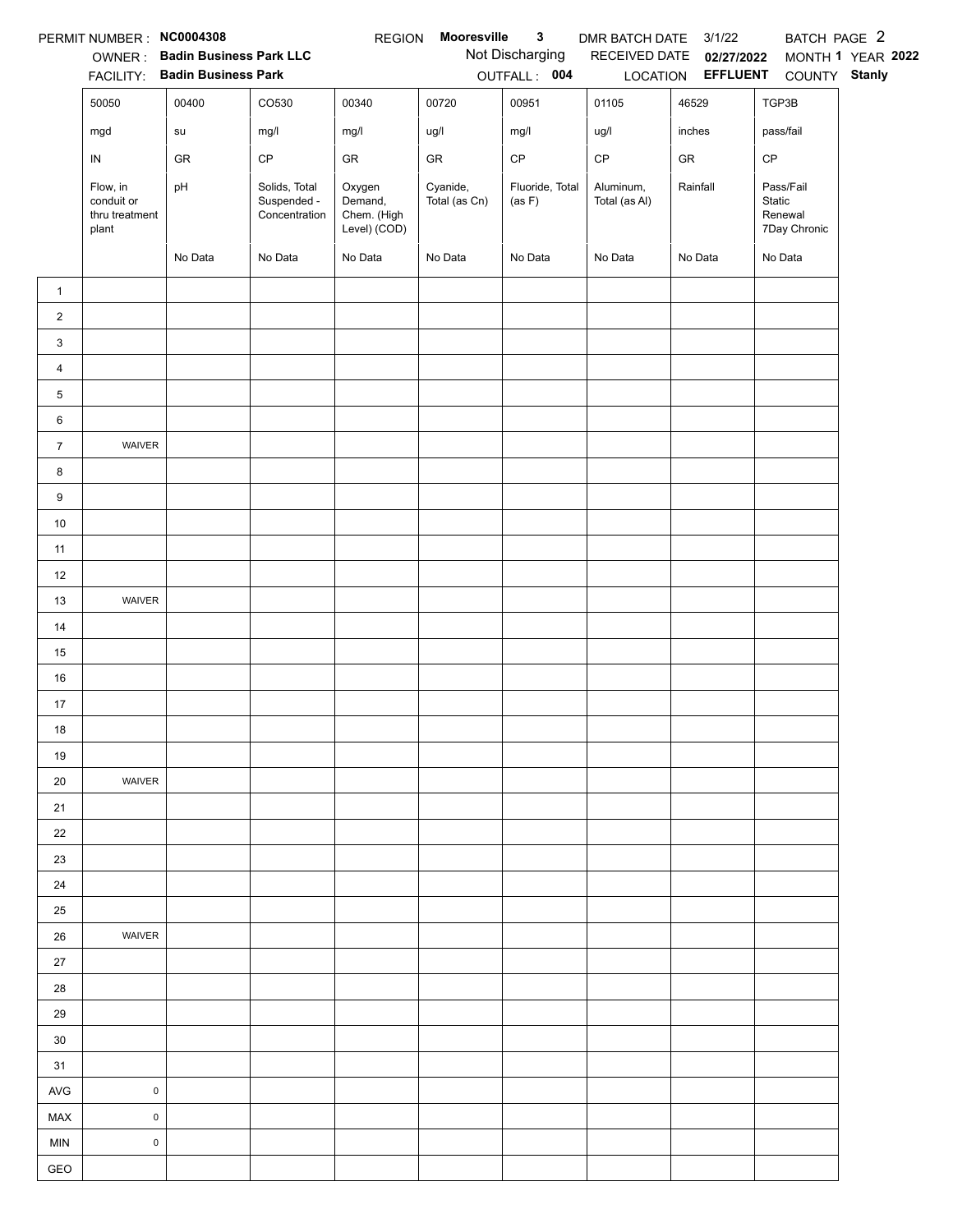PERMIT NUMBER : **NC0004308** REGION **Mooresville 3** DMR BATCH DATE 3/1/22 BATCH PAGE 2

OWNER : **Badin Business Park LLC** Not Discharging RECEIVED DATE **02/27/2022** MONTH **1** YEAR **2022**

FACILITY: **Badin Business Park** OUTFALL : **004** LOCATION **EFFLUENT** COUNTY **Stanly**

| | 50050 | 00400 | CO530 | 00340 | 00720 | 00951 | 01105 | 46529 | TGP3B |
|---|---|---|---|---|---|---|---|---|---|
| | mgd | su | mg/l | mg/l | ug/l | mg/l | ug/l | inches | pass/fail |
| | IN | GR | CP | GR | GR | CP | CP | GR | CP |
| | Flow, in conduit or thru treatment plant | pH | Solids, Total Suspended - Concentration | Oxygen Demand, Chem. (High Level) (COD) | Cyanide, Total (as Cn) | Fluoride, Total (as F) | Aluminum, Total (as Al) | Rainfall | Pass/Fail Static Renewal 7Day Chronic |
| | | No Data | No Data | No Data | No Data | No Data | No Data | No Data | No Data |
| 1 | | | | | | | | | |
| 2 | | | | | | | | | |
| 3 | | | | | | | | | |
| 4 | | | | | | | | | |
| 5 | | | | | | | | | |
| 6 | | | | | | | | | |
| 7 | WAIVER | | | | | | | | |
| 8 | | | | | | | | | |
| 9 | | | | | | | | | |
| 10 | | | | | | | | | |
| 11 | | | | | | | | | |
| 12 | | | | | | | | | |
| 13 | WAIVER | | | | | | | | |
| 14 | | | | | | | | | |
| 15 | | | | | | | | | |
| 16 | | | | | | | | | |
| 17 | | | | | | | | | |
| 18 | | | | | | | | | |
| 19 | | | | | | | | | |
| 20 | WAIVER | | | | | | | | |
| 21 | | | | | | | | | |
| 22 | | | | | | | | | |
| 23 | | | | | | | | | |
| 24 | | | | | | | | | |
| 25 | | | | | | | | | |
| 26 | WAIVER | | | | | | | | |
| 27 | | | | | | | | | |
| 28 | | | | | | | | | |
| 29 | | | | | | | | | |
| 30 | | | | | | | | | |
| 31 | | | | | | | | | |
| AVG | 0 | | | | | | | | |
| MAX | 0 | | | | | | | | |
| MIN | 0 | | | | | | | | |
| GEO | | | | | | | | | |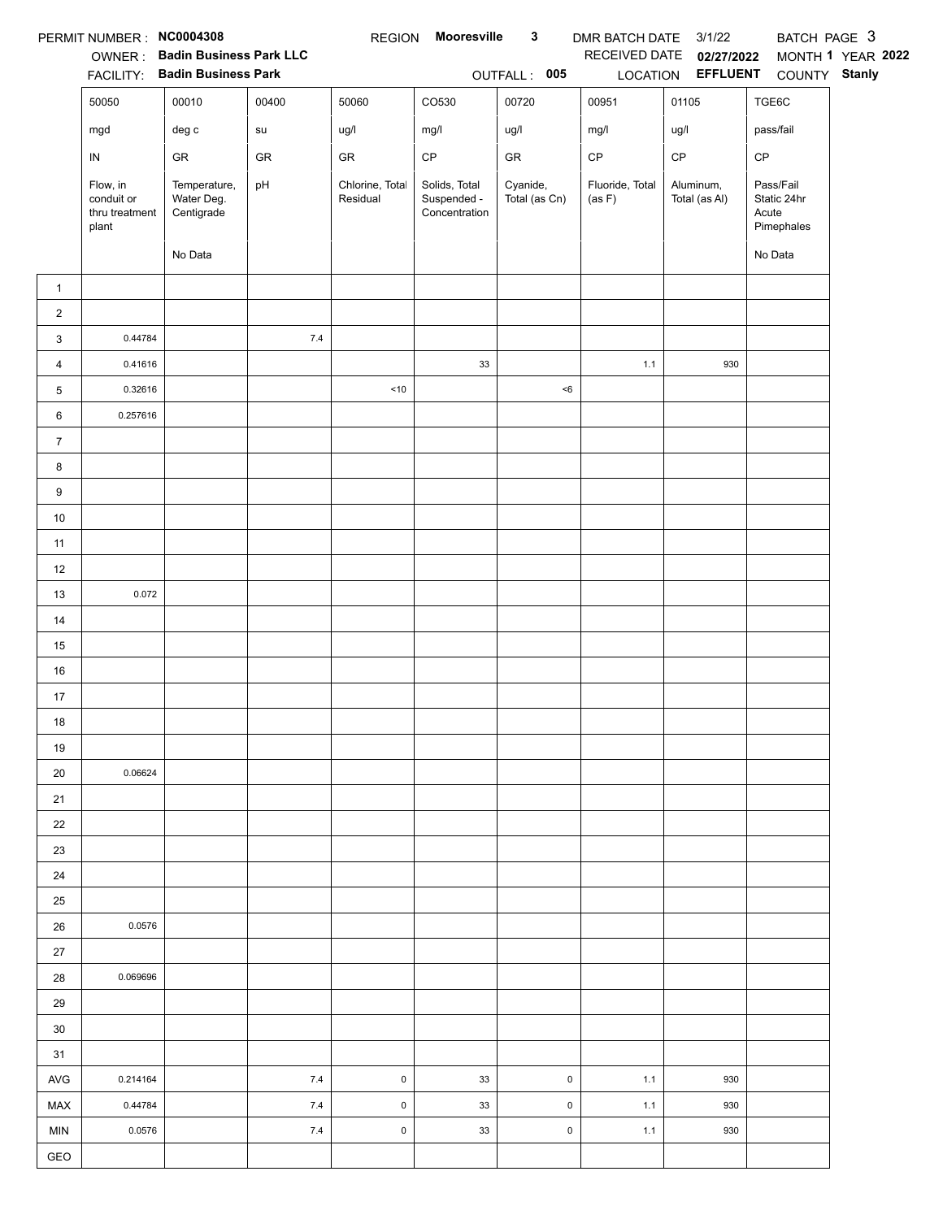PERMIT NUMBER : **NC0004308** REGION **Mooresville 3** DMR BATCH DATE 3/1/22 BATCH PAGE 3

OWNER : **Badin Business Park LLC** RECEIVED DATE **02/27/2022** MONTH **1** YEAR **2022**

FACILITY: **Badin Business Park** OUTFALL : **005** LOCATION **EFFLUENT** COUNTY **Stanly**

| | 50050 | 00010 | 00400 | 50060 | CO530 | 00720 | 00951 | 01105 | TGE6C |
|---|---|---|---|---|---|---|---|---|---|
| | mgd | deg c | su | ug/l | mg/l | ug/l | mg/l | ug/l | pass/fail |
| | IN | GR | GR | GR | CP | GR | CP | CP | CP |
| | Flow, in conduit or thru treatment plant | Temperature, Water Deg. Centigrade | pH | Chlorine, Total Residual | Solids, Total Suspended - Concentration | Cyanide, Total (as Cn) | Fluoride, Total (as F) | Aluminum, Total (as Al) | Pass/Fail Static 24hr Acute Pimephales |
| | | No Data | | | | | | | No Data |
| 1 | | | | | | | | | |
| 2 | | | | | | | | | |
| 3 | 0.44784 | | 7.4 | | | | | | |
| 4 | 0.41616 | | | | 33 | | 1.1 | 930 | |
| 5 | 0.32616 | | | <10 | | <6 | | | |
| 6 | 0.257616 | | | | | | | | |
| 7 | | | | | | | | | |
| 8 | | | | | | | | | |
| 9 | | | | | | | | | |
| 10 | | | | | | | | | |
| 11 | | | | | | | | | |
| 12 | | | | | | | | | |
| 13 | 0.072 | | | | | | | | |
| 14 | | | | | | | | | |
| 15 | | | | | | | | | |
| 16 | | | | | | | | | |
| 17 | | | | | | | | | |
| 18 | | | | | | | | | |
| 19 | | | | | | | | | |
| 20 | 0.06624 | | | | | | | | |
| 21 | | | | | | | | | |
| 22 | | | | | | | | | |
| 23 | | | | | | | | | |
| 24 | | | | | | | | | |
| 25 | | | | | | | | | |
| 26 | 0.0576 | | | | | | | | |
| 27 | | | | | | | | | |
| 28 | 0.069696 | | | | | | | | |
| 29 | | | | | | | | | |
| 30 | | | | | | | | | |
| 31 | | | | | | | | | |
| AVG | 0.214164 | | 7.4 | 0 | 33 | 0 | 1.1 | 930 | |
| MAX | 0.44784 | | 7.4 | 0 | 33 | 0 | 1.1 | 930 | |
| MIN | 0.0576 | | 7.4 | 0 | 33 | 0 | 1.1 | 930 | |
| GEO | | | | | | | | | |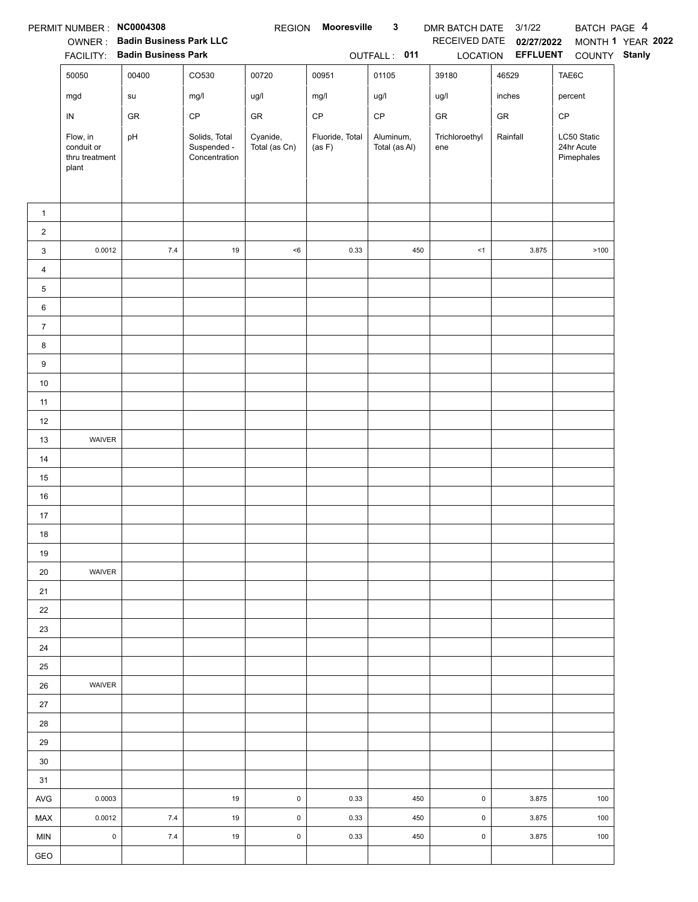PERMIT NUMBER : **NC0004308** REGION **Mooresville 3** DMR BATCH DATE 3/1/22 BATCH PAGE 4

OWNER : **Badin Business Park LLC** RECEIVED DATE **02/27/2022** MONTH **1** YEAR **2022**

FACILITY: **Badin Business Park** OUTFALL : **011** LOCATION **EFFLUENT** COUNTY **Stanly**

| | 50050 | 00400 | CO530 | 00720 | 00951 | 01105 | 39180 | 46529 | TAE6C |
|---|---|---|---|---|---|---|---|---|---|
| | mgd | su | mg/l | ug/l | mg/l | ug/l | ug/l | inches | percent |
| | IN | GR | CP | GR | CP | CP | GR | GR | CP |
| | Flow, in conduit or thru treatment plant | pH | Solids, Total Suspended - Concentration | Cyanide, Total (as Cn) | Fluoride, Total (as F) | Aluminum, Total (as Al) | Trichloroethylene | Rainfall | LC50 Static 24hr Acute Pimephales |
| 1 | | | | | | | | | |
| 2 | | | | | | | | | |
| 3 | 0.0012 | 7.4 | 19 | <6 | 0.33 | 450 | <1 | 3.875 | >100 |
| 4 | | | | | | | | | |
| 5 | | | | | | | | | |
| 6 | | | | | | | | | |
| 7 | | | | | | | | | |
| 8 | | | | | | | | | |
| 9 | | | | | | | | | |
| 10 | | | | | | | | | |
| 11 | | | | | | | | | |
| 12 | | | | | | | | | |
| 13 | WAIVER | | | | | | | | |
| 14 | | | | | | | | | |
| 15 | | | | | | | | | |
| 16 | | | | | | | | | |
| 17 | | | | | | | | | |
| 18 | | | | | | | | | |
| 19 | | | | | | | | | |
| 20 | WAIVER | | | | | | | | |
| 21 | | | | | | | | | |
| 22 | | | | | | | | | |
| 23 | | | | | | | | | |
| 24 | | | | | | | | | |
| 25 | | | | | | | | | |
| 26 | WAIVER | | | | | | | | |
| 27 | | | | | | | | | |
| 28 | | | | | | | | | |
| 29 | | | | | | | | | |
| 30 | | | | | | | | | |
| 31 | | | | | | | | | |
| AVG | 0.0003 | | 19 | 0 | 0.33 | 450 | 0 | 3.875 | 100 |
| MAX | 0.0012 | 7.4 | 19 | 0 | 0.33 | 450 | 0 | 3.875 | 100 |
| MIN | 0 | 7.4 | 19 | 0 | 0.33 | 450 | 0 | 3.875 | 100 |
| GEO | | | | | | | | | |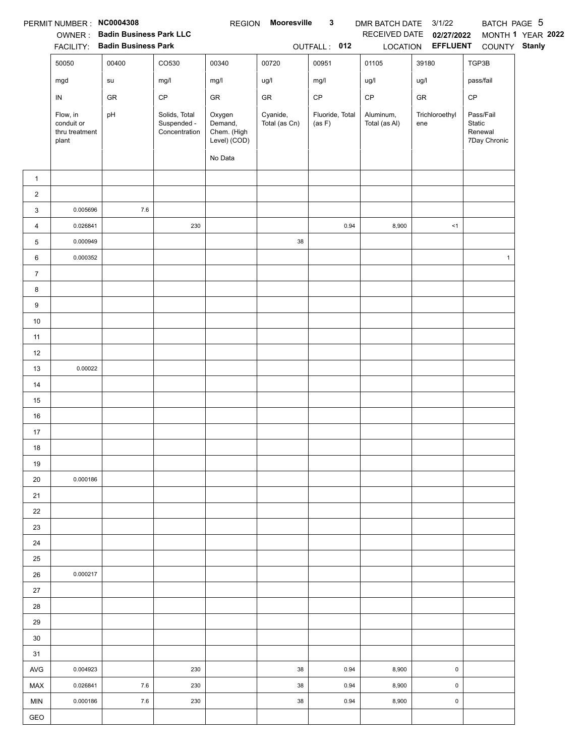PERMIT NUMBER : **NC0004308** REGION **Mooresville 3** DMR BATCH DATE 3/1/22 BATCH PAGE 5

OWNER : **Badin Business Park LLC** RECEIVED DATE **02/27/2022** MONTH **1** YEAR **2022**

FACILITY: **Badin Business Park** OUTFALL : **012** LOCATION **EFFLUENT** COUNTY **Stanly**

| | 50050 | 00400 | CO530 | 00340 | 00720 | 00951 | 01105 | 39180 | TGP3B |
|---|---|---|---|---|---|---|---|---|---|
| | mgd | su | mg/l | mg/l | ug/l | mg/l | ug/l | ug/l | pass/fail |
| | IN | GR | CP | GR | GR | CP | CP | GR | CP |
| | Flow, in conduit or thru treatment plant | pH | Solids, Total Suspended - Concentration | Oxygen Demand, Chem. (High Level) (COD) | Cyanide, Total (as Cn) | Fluoride, Total (as F) | Aluminum, Total (as Al) | Trichloroethylene | Pass/Fail Static Renewal 7Day Chronic |
| | | | | No Data | | | | | |
| 1 | | | | | | | | | |
| 2 | | | | | | | | | |
| 3 | 0.005696 | 7.6 | | | | | | | |
| 4 | 0.026841 | | 230 | | | 0.94 | 8,900 | <1 | |
| 5 | 0.000949 | | | | 38 | | | | |
| 6 | 0.000352 | | | | | | | | 1 |
| 7 | | | | | | | | | |
| 8 | | | | | | | | | |
| 9 | | | | | | | | | |
| 10 | | | | | | | | | |
| 11 | | | | | | | | | |
| 12 | | | | | | | | | |
| 13 | 0.00022 | | | | | | | | |
| 14 | | | | | | | | | |
| 15 | | | | | | | | | |
| 16 | | | | | | | | | |
| 17 | | | | | | | | | |
| 18 | | | | | | | | | |
| 19 | | | | | | | | | |
| 20 | 0.000186 | | | | | | | | |
| 21 | | | | | | | | | |
| 22 | | | | | | | | | |
| 23 | | | | | | | | | |
| 24 | | | | | | | | | |
| 25 | | | | | | | | | |
| 26 | 0.000217 | | | | | | | | |
| 27 | | | | | | | | | |
| 28 | | | | | | | | | |
| 29 | | | | | | | | | |
| 30 | | | | | | | | | |
| 31 | | | | | | | | | |
| AVG | 0.004923 | | 230 | | 38 | 0.94 | 8,900 | 0 | |
| MAX | 0.026841 | 7.6 | 230 | | 38 | 0.94 | 8,900 | 0 | |
| MIN | 0.000186 | 7.6 | 230 | | 38 | 0.94 | 8,900 | 0 | |
| GEO | | | | | | | | | |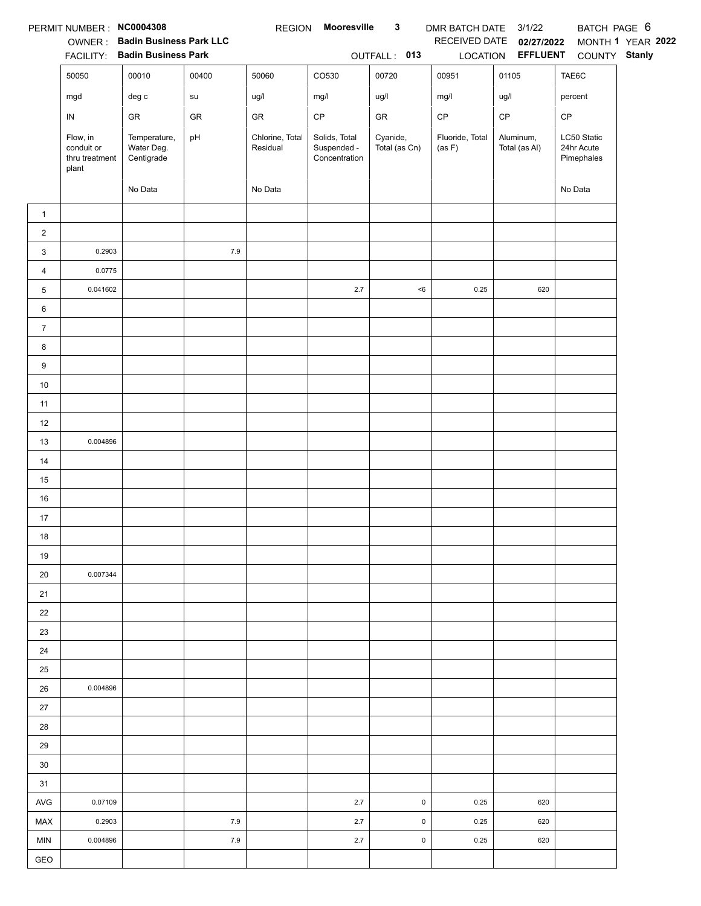PERMIT NUMBER : **NC0004308** REGION **Mooresville 3** DMR BATCH DATE 3/1/22 BATCH PAGE 6

OWNER : **Badin Business Park LLC** RECEIVED DATE **02/27/2022** MONTH **1** YEAR **2022**

FACILITY: **Badin Business Park** OUTFALL : **013** LOCATION **EFFLUENT** COUNTY **Stanly**

| | 50050 | 00010 | 00400 | 50060 | CO530 | 00720 | 00951 | 01105 | TAE6C |
|---|---|---|---|---|---|---|---|---|---|
| | mgd | deg c | su | ug/l | mg/l | ug/l | mg/l | ug/l | percent |
| | IN | GR | GR | GR | CP | GR | CP | CP | CP |
| | Flow, in conduit or thru treatment plant | Temperature, Water Deg. Centigrade | pH | Chlorine, Total Residual | Solids, Total Suspended - Concentration | Cyanide, Total (as Cn) | Fluoride, Total (as F) | Aluminum, Total (as Al) | LC50 Static 24hr Acute Pimephales |
| | | No Data | | No Data | | | | | No Data |
| 1 | | | | | | | | | |
| 2 | | | | | | | | | |
| 3 | 0.2903 | | 7.9 | | | | | | |
| 4 | 0.0775 | | | | | | | | |
| 5 | 0.041602 | | | | 2.7 | <6 | 0.25 | 620 | |
| 6 | | | | | | | | | |
| 7 | | | | | | | | | |
| 8 | | | | | | | | | |
| 9 | | | | | | | | | |
| 10 | | | | | | | | | |
| 11 | | | | | | | | | |
| 12 | | | | | | | | | |
| 13 | 0.004896 | | | | | | | | |
| 14 | | | | | | | | | |
| 15 | | | | | | | | | |
| 16 | | | | | | | | | |
| 17 | | | | | | | | | |
| 18 | | | | | | | | | |
| 19 | | | | | | | | | |
| 20 | 0.007344 | | | | | | | | |
| 21 | | | | | | | | | |
| 22 | | | | | | | | | |
| 23 | | | | | | | | | |
| 24 | | | | | | | | | |
| 25 | | | | | | | | | |
| 26 | 0.004896 | | | | | | | | |
| 27 | | | | | | | | | |
| 28 | | | | | | | | | |
| 29 | | | | | | | | | |
| 30 | | | | | | | | | |
| 31 | | | | | | | | | |
| AVG | 0.07109 | | | | 2.7 | 0 | 0.25 | 620 | |
| MAX | 0.2903 | | 7.9 | | 2.7 | 0 | 0.25 | 620 | |
| MIN | 0.004896 | | 7.9 | | 2.7 | 0 | 0.25 | 620 | |
| GEO | | | | | | | | | |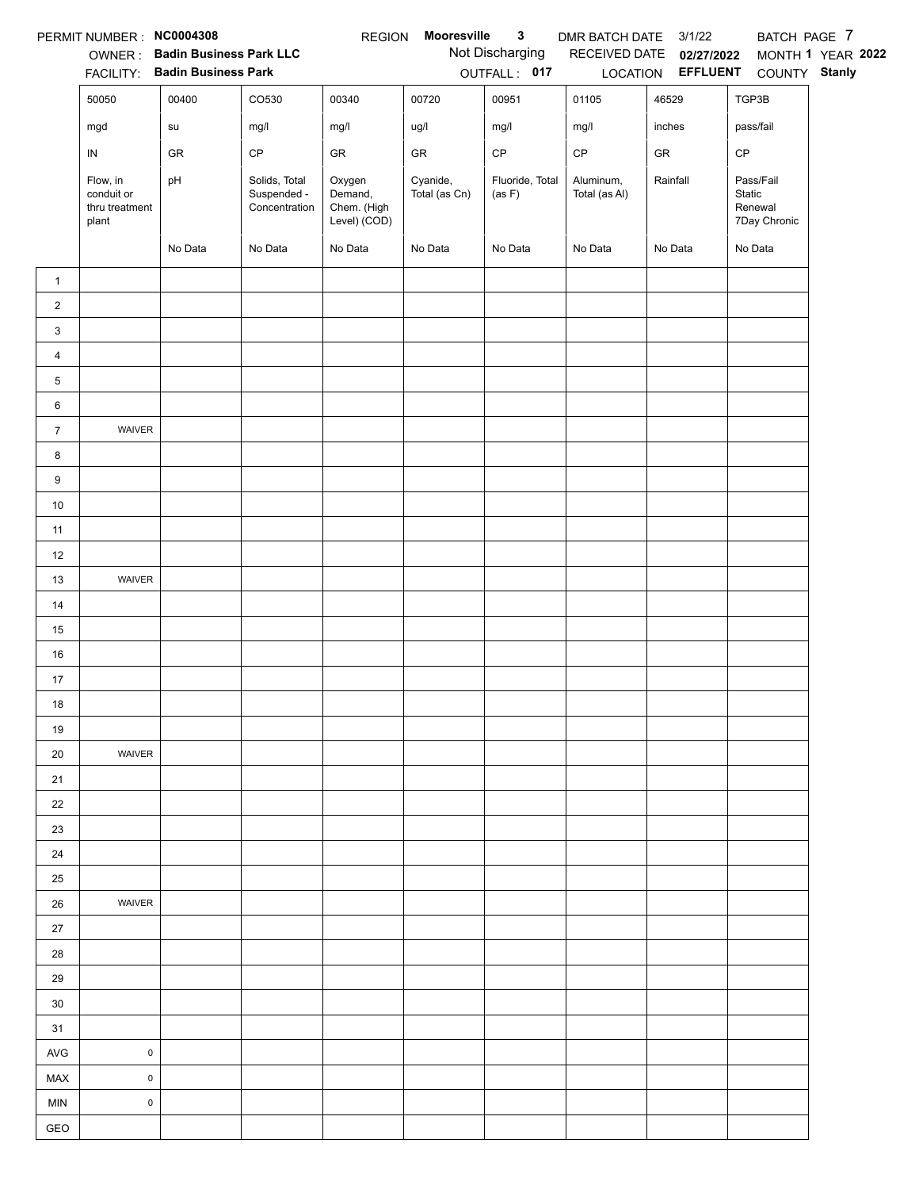PERMIT NUMBER : **NC0004308** REGION **Mooresville 3** DMR BATCH DATE 3/1/22 BATCH PAGE 7

OWNER : **Badin Business Park LLC** Not Discharging RECEIVED DATE **02/27/2022** MONTH **1** YEAR **2022**

FACILITY: **Badin Business Park** OUTFALL : **017** LOCATION **EFFLUENT** COUNTY **Stanly**

| | 50050 | 00400 | CO530 | 00340 | 00720 | 00951 | 01105 | 46529 | TGP3B |
|---|---|---|---|---|---|---|---|---|---|
| | mgd | su | mg/l | mg/l | ug/l | mg/l | mg/l | inches | pass/fail |
| | IN | GR | CP | GR | GR | CP | CP | GR | CP |
| | Flow, in conduit or thru treatment plant | pH | Solids, Total Suspended - Concentration | Oxygen Demand, Chem. (High Level) (COD) | Cyanide, Total (as Cn) | Fluoride, Total (as F) | Aluminum, Total (as Al) | Rainfall | Pass/Fail Static Renewal 7Day Chronic |
| | | No Data | No Data | No Data | No Data | No Data | No Data | No Data | No Data |
| 1 | | | | | | | | | |
| 2 | | | | | | | | | |
| 3 | | | | | | | | | |
| 4 | | | | | | | | | |
| 5 | | | | | | | | | |
| 6 | | | | | | | | | |
| 7 | WAIVER | | | | | | | | |
| 8 | | | | | | | | | |
| 9 | | | | | | | | | |
| 10 | | | | | | | | | |
| 11 | | | | | | | | | |
| 12 | | | | | | | | | |
| 13 | WAIVER | | | | | | | | |
| 14 | | | | | | | | | |
| 15 | | | | | | | | | |
| 16 | | | | | | | | | |
| 17 | | | | | | | | | |
| 18 | | | | | | | | | |
| 19 | | | | | | | | | |
| 20 | WAIVER | | | | | | | | |
| 21 | | | | | | | | | |
| 22 | | | | | | | | | |
| 23 | | | | | | | | | |
| 24 | | | | | | | | | |
| 25 | | | | | | | | | |
| 26 | WAIVER | | | | | | | | |
| 27 | | | | | | | | | |
| 28 | | | | | | | | | |
| 29 | | | | | | | | | |
| 30 | | | | | | | | | |
| 31 | | | | | | | | | |
| AVG | 0 | | | | | | | | |
| MAX | 0 | | | | | | | | |
| MIN | 0 | | | | | | | | |
| GEO | | | | | | | | | |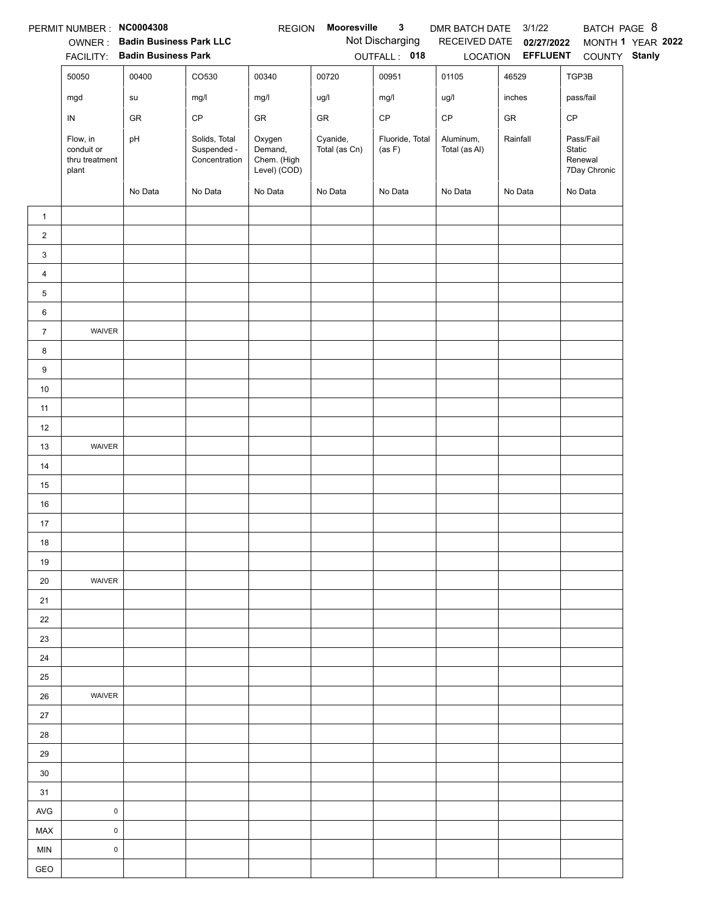PERMIT NUMBER : **NC0004308** REGION **Mooresville 3** DMR BATCH DATE 3/1/22 BATCH PAGE 8

OWNER : **Badin Business Park LLC** Not Discharging RECEIVED DATE **02/27/2022** MONTH **1** YEAR **2022**

FACILITY: **Badin Business Park** OUTFALL : **018** LOCATION **EFFLUENT** COUNTY **Stanly**

| | 50050 | 00400 | CO530 | 00340 | 00720 | 00951 | 01105 | 46529 | TGP3B |
|---|---|---|---|---|---|---|---|---|---|
| | mgd | su | mg/l | mg/l | ug/l | mg/l | ug/l | inches | pass/fail |
| | IN | GR | CP | GR | GR | CP | CP | GR | CP |
| | Flow, in conduit or thru treatment plant | pH | Solids, Total Suspended - Concentration | Oxygen Demand, Chem. (High Level) (COD) | Cyanide, Total (as Cn) | Fluoride, Total (as F) | Aluminum, Total (as Al) | Rainfall | Pass/Fail Static Renewal 7Day Chronic |
| | | No Data | No Data | No Data | No Data | No Data | No Data | No Data | No Data |
| 1 | | | | | | | | | |
| 2 | | | | | | | | | |
| 3 | | | | | | | | | |
| 4 | | | | | | | | | |
| 5 | | | | | | | | | |
| 6 | | | | | | | | | |
| 7 | WAIVER | | | | | | | | |
| 8 | | | | | | | | | |
| 9 | | | | | | | | | |
| 10 | | | | | | | | | |
| 11 | | | | | | | | | |
| 12 | | | | | | | | | |
| 13 | WAIVER | | | | | | | | |
| 14 | | | | | | | | | |
| 15 | | | | | | | | | |
| 16 | | | | | | | | | |
| 17 | | | | | | | | | |
| 18 | | | | | | | | | |
| 19 | | | | | | | | | |
| 20 | WAIVER | | | | | | | | |
| 21 | | | | | | | | | |
| 22 | | | | | | | | | |
| 23 | | | | | | | | | |
| 24 | | | | | | | | | |
| 25 | | | | | | | | | |
| 26 | WAIVER | | | | | | | | |
| 27 | | | | | | | | | |
| 28 | | | | | | | | | |
| 29 | | | | | | | | | |
| 30 | | | | | | | | | |
| 31 | | | | | | | | | |
| AVG | 0 | | | | | | | | |
| MAX | 0 | | | | | | | | |
| MIN | 0 | | | | | | | | |
| GEO | | | | | | | | | |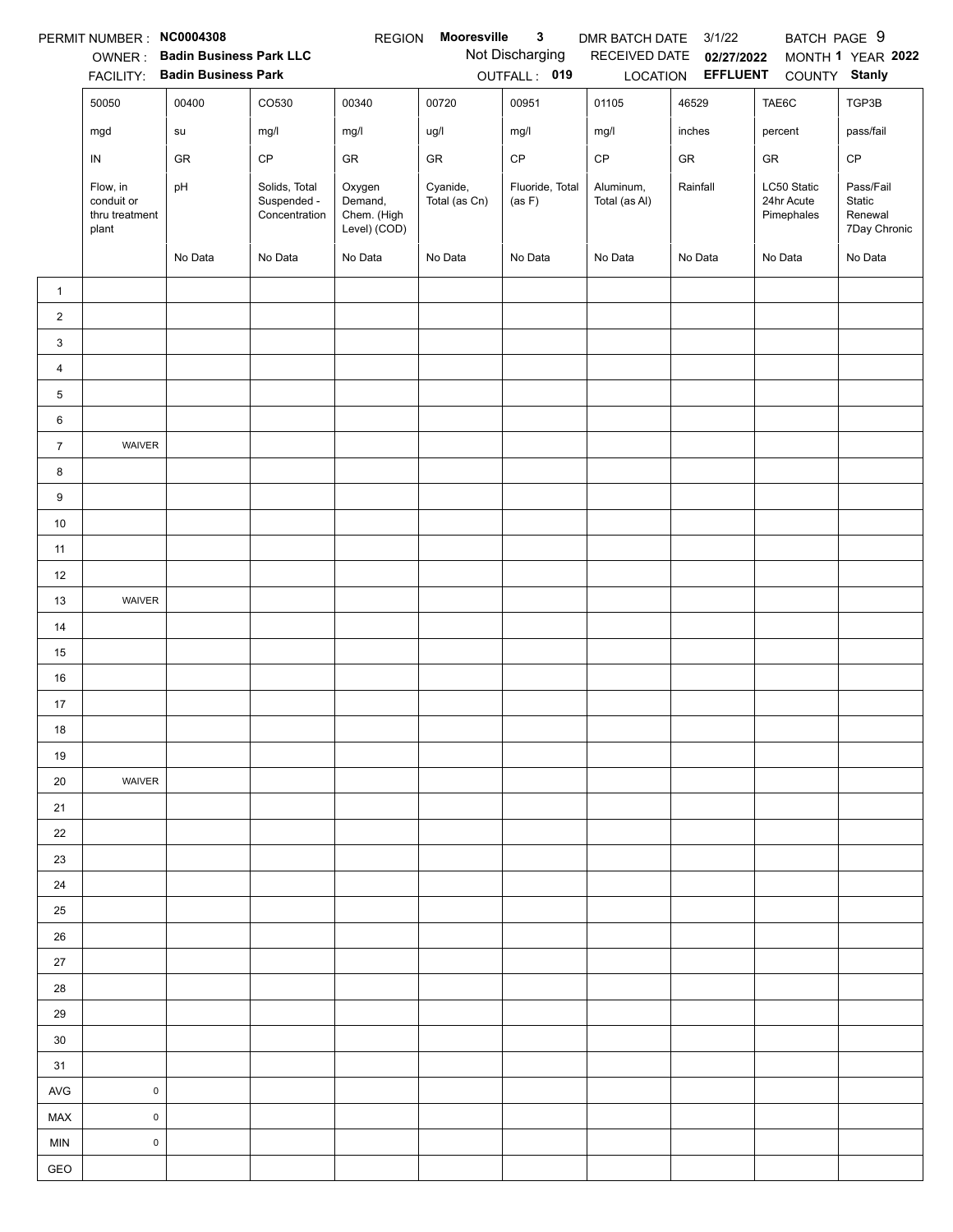PERMIT NUMBER : **NC0004308** REGION **Mooresville 3** DMR BATCH DATE 3/1/22 BATCH PAGE 9

OWNER : **Badin Business Park LLC** Not Discharging RECEIVED DATE **02/27/2022** MONTH **1** YEAR **2022**

FACILITY: **Badin Business Park** OUTFALL : **019** LOCATION **EFFLUENT** COUNTY **Stanly**

| | 50050 | 00400 | CO530 | 00340 | 00720 | 00951 | 01105 | 46529 | TAE6C | TGP3B |
|---|---|---|---|---|---|---|---|---|---|---|
| | mgd | su | mg/l | mg/l | ug/l | mg/l | mg/l | inches | percent | pass/fail |
| | IN | GR | CP | GR | GR | CP | CP | GR | GR | CP |
| | Flow, in conduit or thru treatment plant | pH | Solids, Total Suspended - Concentration | Oxygen Demand, Chem. (High Level) (COD) | Cyanide, Total (as Cn) | Fluoride, Total (as F) | Aluminum, Total (as Al) | Rainfall | LC50 Static 24hr Acute Pimephales | Pass/Fail Static Renewal 7Day Chronic |
| | | No Data | No Data | No Data | No Data | No Data | No Data | No Data | No Data | No Data |
| 1 | | | | | | | | | | |
| 2 | | | | | | | | | | |
| 3 | | | | | | | | | | |
| 4 | | | | | | | | | | |
| 5 | | | | | | | | | | |
| 6 | | | | | | | | | | |
| 7 | WAIVER | | | | | | | | | |
| 8 | | | | | | | | | | |
| 9 | | | | | | | | | | |
| 10 | | | | | | | | | | |
| 11 | | | | | | | | | | |
| 12 | | | | | | | | | | |
| 13 | WAIVER | | | | | | | | | |
| 14 | | | | | | | | | | |
| 15 | | | | | | | | | | |
| 16 | | | | | | | | | | |
| 17 | | | | | | | | | | |
| 18 | | | | | | | | | | |
| 19 | | | | | | | | | | |
| 20 | WAIVER | | | | | | | | | |
| 21 | | | | | | | | | | |
| 22 | | | | | | | | | | |
| 23 | | | | | | | | | | |
| 24 | | | | | | | | | | |
| 25 | | | | | | | | | | |
| 26 | | | | | | | | | | |
| 27 | | | | | | | | | | |
| 28 | | | | | | | | | | |
| 29 | | | | | | | | | | |
| 30 | | | | | | | | | | |
| 31 | | | | | | | | | | |
| AVG | 0 | | | | | | | | | |
| MAX | 0 | | | | | | | | | |
| MIN | 0 | | | | | | | | | |
| GEO | | | | | | | | | | |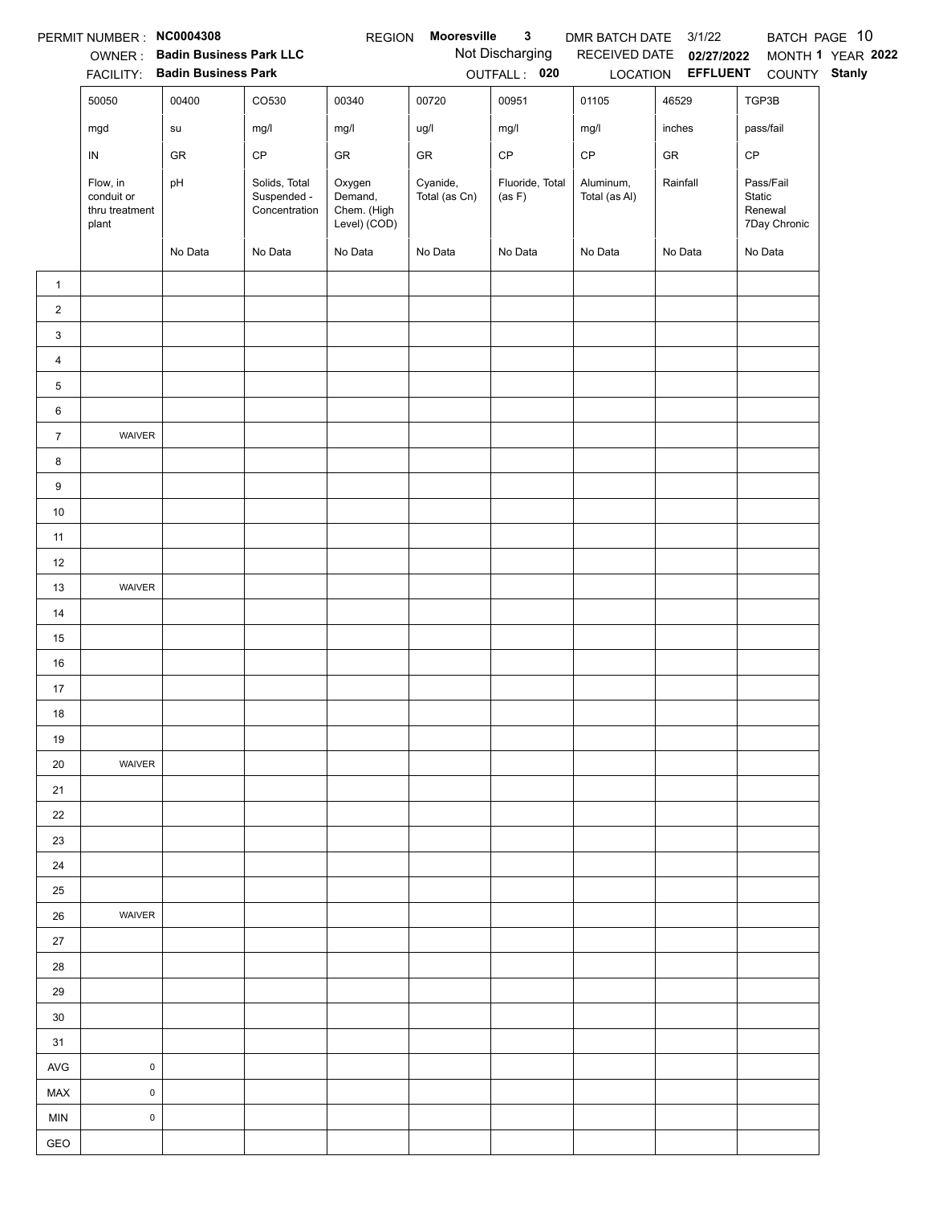PERMIT NUMBER : **NC0004308** REGION **Mooresville 3** DMR BATCH DATE 3/1/22 BATCH PAGE 10

OWNER : **Badin Business Park LLC** Not Discharging RECEIVED DATE **02/27/2022** MONTH **1** YEAR **2022**

FACILITY: **Badin Business Park** OUTFALL : **020** LOCATION **EFFLUENT** COUNTY **Stanly**

| | 50050 | 00400 | CO530 | 00340 | 00720 | 00951 | 01105 | 46529 | TGP3B |
|---|---|---|---|---|---|---|---|---|---|
| | mgd | su | mg/l | mg/l | ug/l | mg/l | mg/l | inches | pass/fail |
| | IN | GR | CP | GR | GR | CP | CP | GR | CP |
| | Flow, in conduit or thru treatment plant | pH | Solids, Total Suspended - Concentration | Oxygen Demand, Chem. (High Level) (COD) | Cyanide, Total (as Cn) | Fluoride, Total (as F) | Aluminum, Total (as Al) | Rainfall | Pass/Fail Static Renewal 7Day Chronic |
| | | No Data | No Data | No Data | No Data | No Data | No Data | No Data | No Data |
| 1 | | | | | | | | | |
| 2 | | | | | | | | | |
| 3 | | | | | | | | | |
| 4 | | | | | | | | | |
| 5 | | | | | | | | | |
| 6 | | | | | | | | | |
| 7 | WAIVER | | | | | | | | |
| 8 | | | | | | | | | |
| 9 | | | | | | | | | |
| 10 | | | | | | | | | |
| 11 | | | | | | | | | |
| 12 | | | | | | | | | |
| 13 | WAIVER | | | | | | | | |
| 14 | | | | | | | | | |
| 15 | | | | | | | | | |
| 16 | | | | | | | | | |
| 17 | | | | | | | | | |
| 18 | | | | | | | | | |
| 19 | | | | | | | | | |
| 20 | WAIVER | | | | | | | | |
| 21 | | | | | | | | | |
| 22 | | | | | | | | | |
| 23 | | | | | | | | | |
| 24 | | | | | | | | | |
| 25 | | | | | | | | | |
| 26 | WAIVER | | | | | | | | |
| 27 | | | | | | | | | |
| 28 | | | | | | | | | |
| 29 | | | | | | | | | |
| 30 | | | | | | | | | |
| 31 | | | | | | | | | |
| AVG | 0 | | | | | | | | |
| MAX | 0 | | | | | | | | |
| MIN | 0 | | | | | | | | |
| GEO | | | | | | | | | |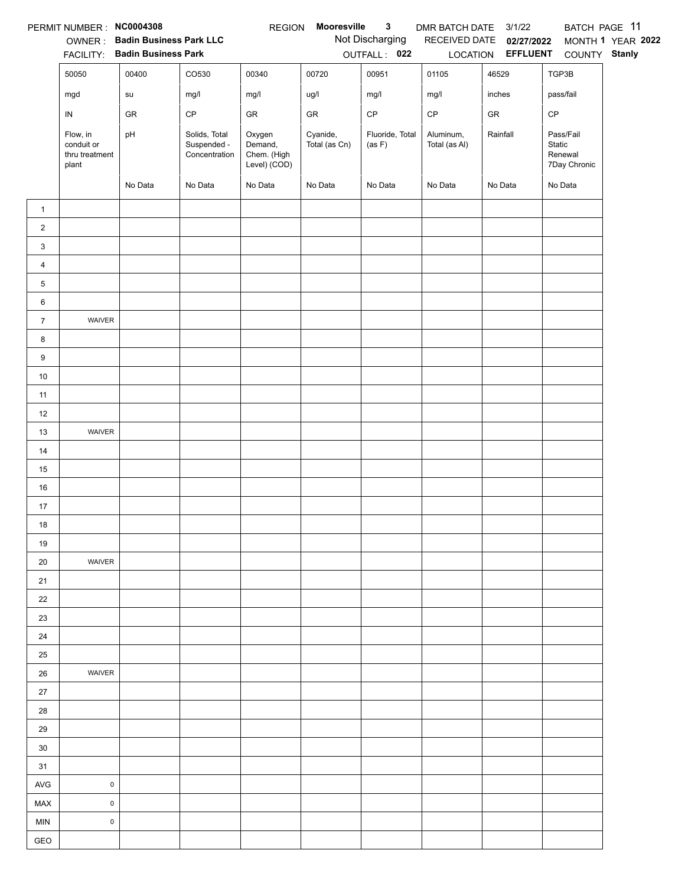PERMIT NUMBER : **NC0004308** REGION **Mooresville 3** DMR BATCH DATE 3/1/22 BATCH PAGE 11

OWNER : **Badin Business Park LLC** Not Discharging RECEIVED DATE **02/27/2022** MONTH **1** YEAR **2022**

FACILITY: **Badin Business Park** OUTFALL : **022** LOCATION **EFFLUENT** COUNTY **Stanly**

| | 50050 | 00400 | CO530 | 00340 | 00720 | 00951 | 01105 | 46529 | TGP3B |
|---|---|---|---|---|---|---|---|---|---|
| | mgd | su | mg/l | mg/l | ug/l | mg/l | mg/l | inches | pass/fail |
| | IN | GR | CP | GR | GR | CP | CP | GR | CP |
| | Flow, in conduit or thru treatment plant | pH | Solids, Total Suspended - Concentration | Oxygen Demand, Chem. (High Level) (COD) | Cyanide, Total (as Cn) | Fluoride, Total (as F) | Aluminum, Total (as Al) | Rainfall | Pass/Fail Static Renewal 7Day Chronic |
| | | No Data | No Data | No Data | No Data | No Data | No Data | No Data | No Data |
| 1 | | | | | | | | | |
| 2 | | | | | | | | | |
| 3 | | | | | | | | | |
| 4 | | | | | | | | | |
| 5 | | | | | | | | | |
| 6 | | | | | | | | | |
| 7 | WAIVER | | | | | | | | |
| 8 | | | | | | | | | |
| 9 | | | | | | | | | |
| 10 | | | | | | | | | |
| 11 | | | | | | | | | |
| 12 | | | | | | | | | |
| 13 | WAIVER | | | | | | | | |
| 14 | | | | | | | | | |
| 15 | | | | | | | | | |
| 16 | | | | | | | | | |
| 17 | | | | | | | | | |
| 18 | | | | | | | | | |
| 19 | | | | | | | | | |
| 20 | WAIVER | | | | | | | | |
| 21 | | | | | | | | | |
| 22 | | | | | | | | | |
| 23 | | | | | | | | | |
| 24 | | | | | | | | | |
| 25 | | | | | | | | | |
| 26 | WAIVER | | | | | | | | |
| 27 | | | | | | | | | |
| 28 | | | | | | | | | |
| 29 | | | | | | | | | |
| 30 | | | | | | | | | |
| 31 | | | | | | | | | |
| AVG | 0 | | | | | | | | |
| MAX | 0 | | | | | | | | |
| MIN | 0 | | | | | | | | |
| GEO | | | | | | | | | |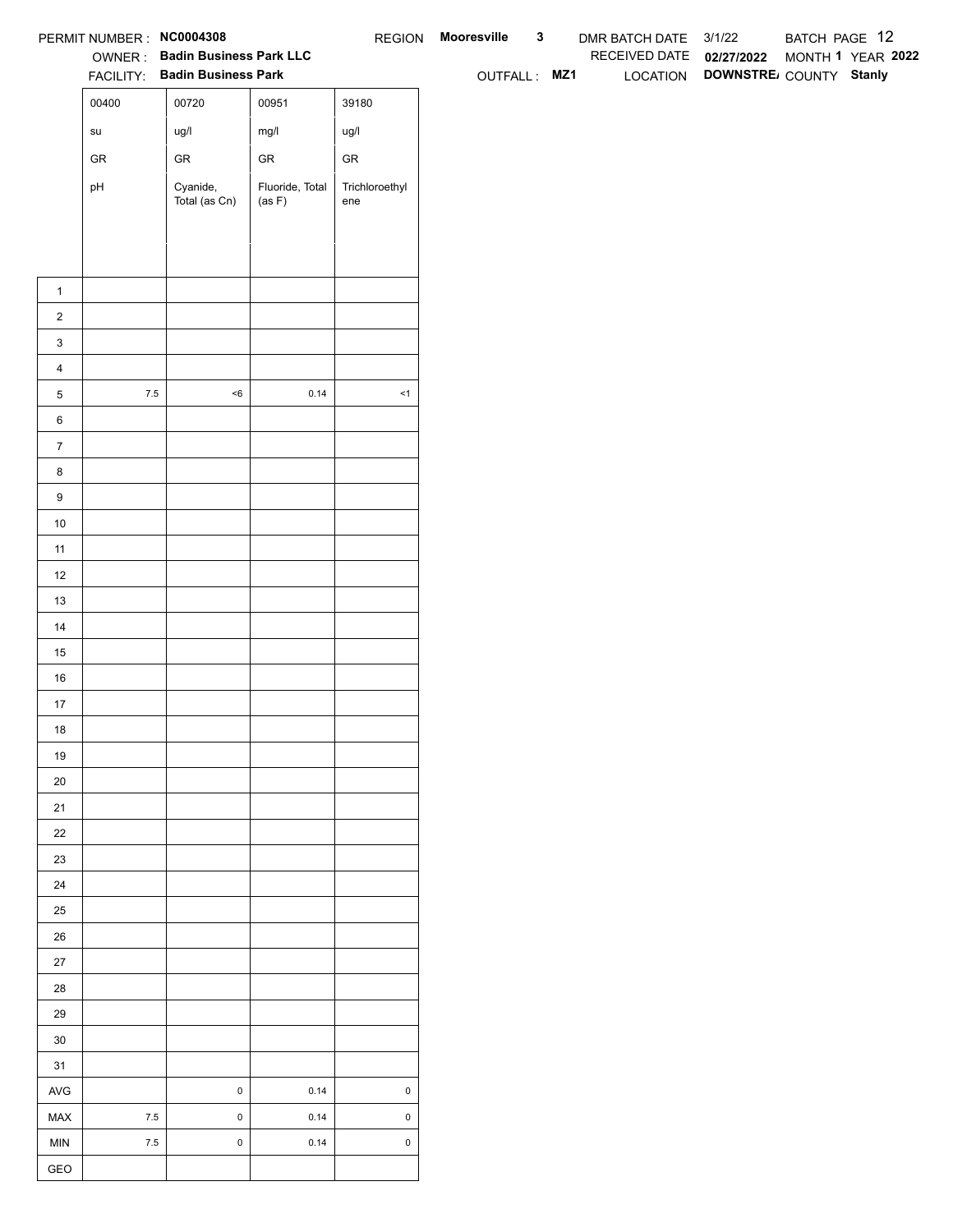PERMIT NUMBER : **NC0004308** REGION **Mooresville 3** DMR BATCH DATE 3/1/22 BATCH PAGE 12

OWNER : **Badin Business Park LLC** RECEIVED DATE **02/27/2022** MONTH **1** YEAR **2022**

FACILITY: **Badin Business Park** OUTFALL : **MZ1** LOCATION **DOWNSTRE/** COUNTY **Stanly**

| | 00400 | 00720 | 00951 | 39180 |
|---|---|---|---|---|
| | su | ug/l | mg/l | ug/l |
| | GR | GR | GR | GR |
| | pH | Cyanide, Total (as Cn) | Fluoride, Total (as F) | Trichloroethylene |
| 1 | | | | |
| 2 | | | | |
| 3 | | | | |
| 4 | | | | |
| 5 | 7.5 | <6 | 0.14 | <1 |
| 6 | | | | |
| 7 | | | | |
| 8 | | | | |
| 9 | | | | |
| 10 | | | | |
| 11 | | | | |
| 12 | | | | |
| 13 | | | | |
| 14 | | | | |
| 15 | | | | |
| 16 | | | | |
| 17 | | | | |
| 18 | | | | |
| 19 | | | | |
| 20 | | | | |
| 21 | | | | |
| 22 | | | | |
| 23 | | | | |
| 24 | | | | |
| 25 | | | | |
| 26 | | | | |
| 27 | | | | |
| 28 | | | | |
| 29 | | | | |
| 30 | | | | |
| 31 | | | | |
| AVG | | 0 | 0.14 | 0 |
| MAX | 7.5 | 0 | 0.14 | 0 |
| MIN | 7.5 | 0 | 0.14 | 0 |
| GEO | | | | |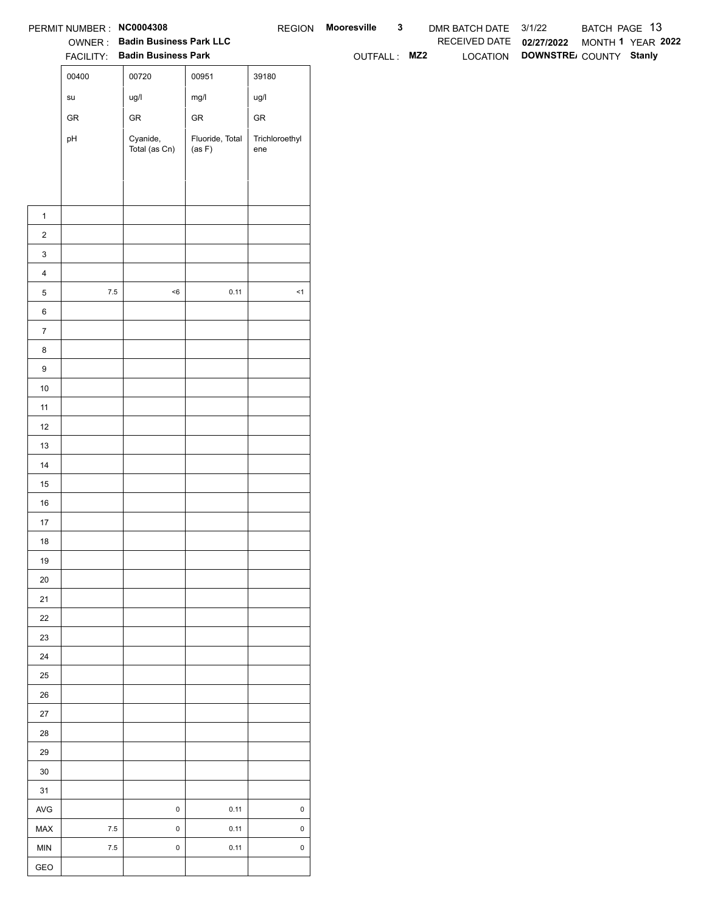PERMIT NUMBER : **NC0004308** REGION **Mooresville 3** DMR BATCH DATE 3/1/22 BATCH PAGE 13

OWNER : **Badin Business Park LLC** RECEIVED DATE **02/27/2022** MONTH **1** YEAR **2022**

FACILITY: **Badin Business Park** OUTFALL : **MZ2** LOCATION **DOWNSTRE/** COUNTY **Stanly**

| | 00400 | 00720 | 00951 | 39180 |
|---|---|---|---|---|
| | su | ug/l | mg/l | ug/l |
| | GR | GR | GR | GR |
| | pH | Cyanide, Total (as Cn) | Fluoride, Total (as F) | Trichloroethylene |
| 1 | | | | |
| 2 | | | | |
| 3 | | | | |
| 4 | | | | |
| 5 | 7.5 | <6 | 0.11 | <1 |
| 6 | | | | |
| 7 | | | | |
| 8 | | | | |
| 9 | | | | |
| 10 | | | | |
| 11 | | | | |
| 12 | | | | |
| 13 | | | | |
| 14 | | | | |
| 15 | | | | |
| 16 | | | | |
| 17 | | | | |
| 18 | | | | |
| 19 | | | | |
| 20 | | | | |
| 21 | | | | |
| 22 | | | | |
| 23 | | | | |
| 24 | | | | |
| 25 | | | | |
| 26 | | | | |
| 27 | | | | |
| 28 | | | | |
| 29 | | | | |
| 30 | | | | |
| 31 | | | | |
| AVG | | 0 | 0.11 | 0 |
| MAX | 7.5 | 0 | 0.11 | 0 |
| MIN | 7.5 | 0 | 0.11 | 0 |
| GEO | | | | |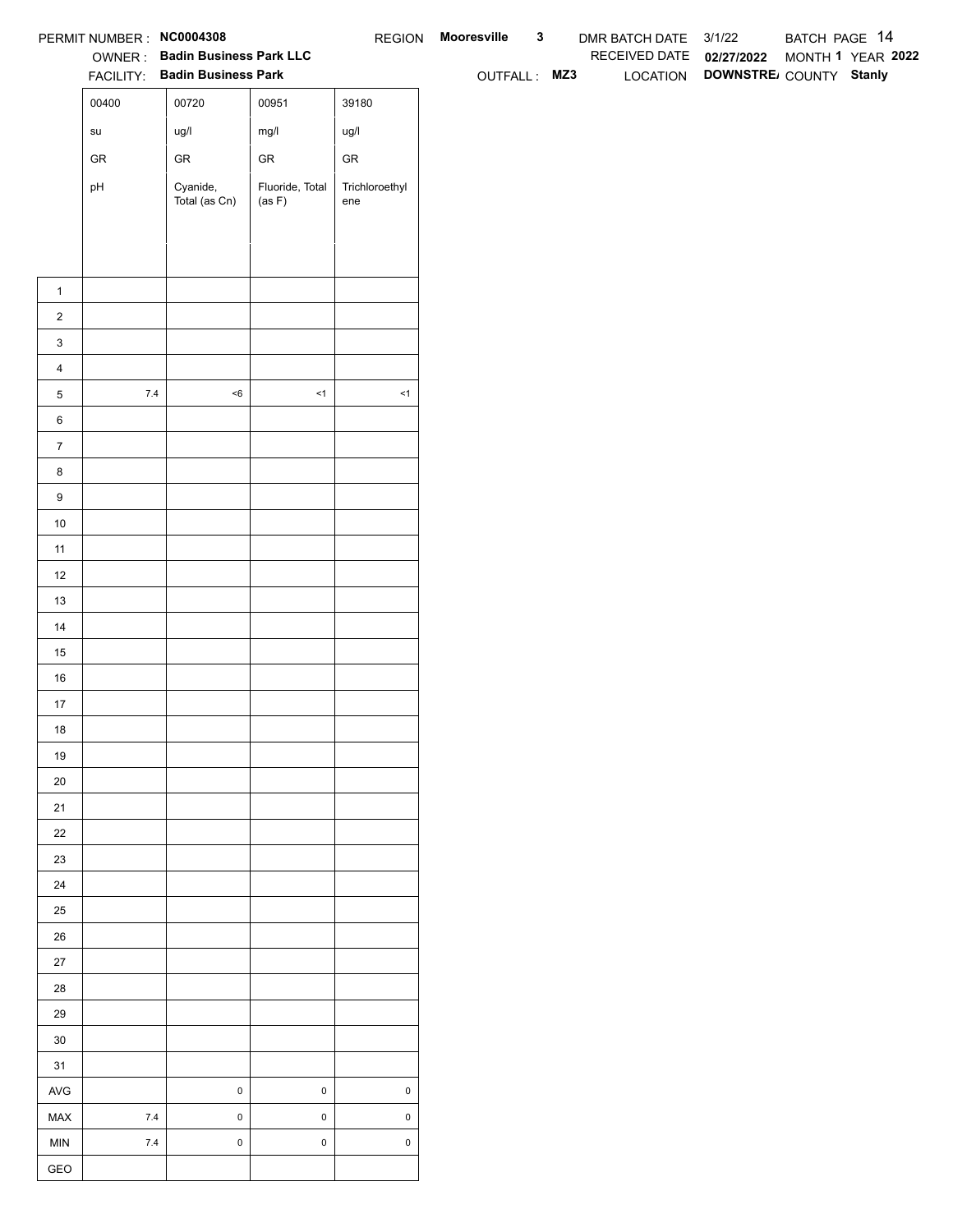PERMIT NUMBER : **NC0004308** REGION **Mooresville 3** DMR BATCH DATE 3/1/22 BATCH PAGE 14

OWNER : **Badin Business Park LLC** RECEIVED DATE **02/27/2022** MONTH **1** YEAR **2022**

FACILITY: **Badin Business Park** OUTFALL : **MZ3** LOCATION **DOWNSTRE/** COUNTY **Stanly**

| | 00400 | 00720 | 00951 | 39180 |
|---|---|---|---|---|
| | su | ug/l | mg/l | ug/l |
| | GR | GR | GR | GR |
| | pH | Cyanide, Total (as Cn) | Fluoride, Total (as F) | Trichloroethylene |
| 1 | | | | |
| 2 | | | | |
| 3 | | | | |
| 4 | | | | |
| 5 | 7.4 | <6 | <1 | <1 |
| 6 | | | | |
| 7 | | | | |
| 8 | | | | |
| 9 | | | | |
| 10 | | | | |
| 11 | | | | |
| 12 | | | | |
| 13 | | | | |
| 14 | | | | |
| 15 | | | | |
| 16 | | | | |
| 17 | | | | |
| 18 | | | | |
| 19 | | | | |
| 20 | | | | |
| 21 | | | | |
| 22 | | | | |
| 23 | | | | |
| 24 | | | | |
| 25 | | | | |
| 26 | | | | |
| 27 | | | | |
| 28 | | | | |
| 29 | | | | |
| 30 | | | | |
| 31 | | | | |
| AVG | | 0 | 0 | 0 |
| MAX | 7.4 | 0 | 0 | 0 |
| MIN | 7.4 | 0 | 0 | 0 |
| GEO | | | | |